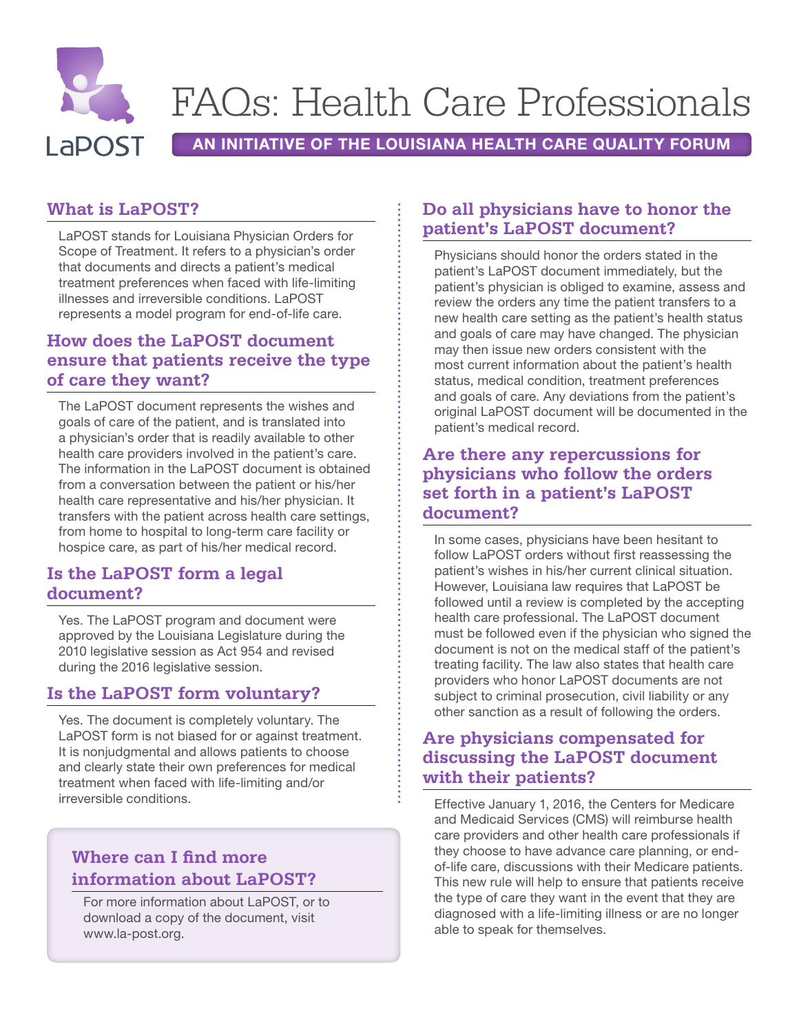# FAQs: Health Care Professionals

**AN INITIATIVE OF THE LOUISIANA HEALTH CARE QUALITY FORUM**

## What is LaPOST?

LaPOST stands for Louisiana Physician Orders for Scope of Treatment. It refers to a physician's order that documents and directs a patient's medical treatment preferences when faced with life-limiting illnesses and irreversible conditions. LaPOST represents a model program for end-of-life care.

## How does the LaPOST document ensure that patients receive the type of care they want?

The LaPOST document represents the wishes and goals of care of the patient, and is translated into a physician's order that is readily available to other health care providers involved in the patient's care. The information in the LaPOST document is obtained from a conversation between the patient or his/her health care representative and his/her physician. It transfers with the patient across health care settings, from home to hospital to long-term care facility or hospice care, as part of his/her medical record.

## Is the LaPOST form a legal document?

Yes. The LaPOST program and document were approved by the Louisiana Legislature during the 2010 legislative session as Act 954 and revised during the 2016 legislative session.

## Is the LaPOST form voluntary?

Yes. The document is completely voluntary. The LaPOST form is not biased for or against treatment. It is nonjudgmental and allows patients to choose and clearly state their own preferences for medical treatment when faced with life-limiting and/or irreversible conditions.

## Where can I find more information about LaPOST?

For more information about LaPOST, or to download a copy of the document, visit www.la-post.org.

## Do all physicians have to honor the patient's LaPOST document?

Physicians should honor the orders stated in the patient's LaPOST document immediately, but the patient's physician is obliged to examine, assess and review the orders any time the patient transfers to a new health care setting as the patient's health status and goals of care may have changed. The physician may then issue new orders consistent with the most current information about the patient's health status, medical condition, treatment preferences and goals of care. Any deviations from the patient's original LaPOST document will be documented in the patient's medical record.

## Are there any repercussions for physicians who follow the orders set forth in a patient's LaPOST document?

In some cases, physicians have been hesitant to follow LaPOST orders without first reassessing the patient's wishes in his/her current clinical situation. However, Louisiana law requires that LaPOST be followed until a review is completed by the accepting health care professional. The LaPOST document must be followed even if the physician who signed the document is not on the medical staff of the patient's treating facility. The law also states that health care providers who honor LaPOST documents are not subject to criminal prosecution, civil liability or any other sanction as a result of following the orders.

## Are physicians compensated for discussing the LaPOST document with their patients?

Effective January 1, 2016, the Centers for Medicare and Medicaid Services (CMS) will reimburse health care providers and other health care professionals if they choose to have advance care planning, or end-of-life care, discussions with their Medicare patients. This new rule will help to ensure that patients receive the type of care they want in the event that they are diagnosed with a life-limiting illness or are no longer able to speak for themselves.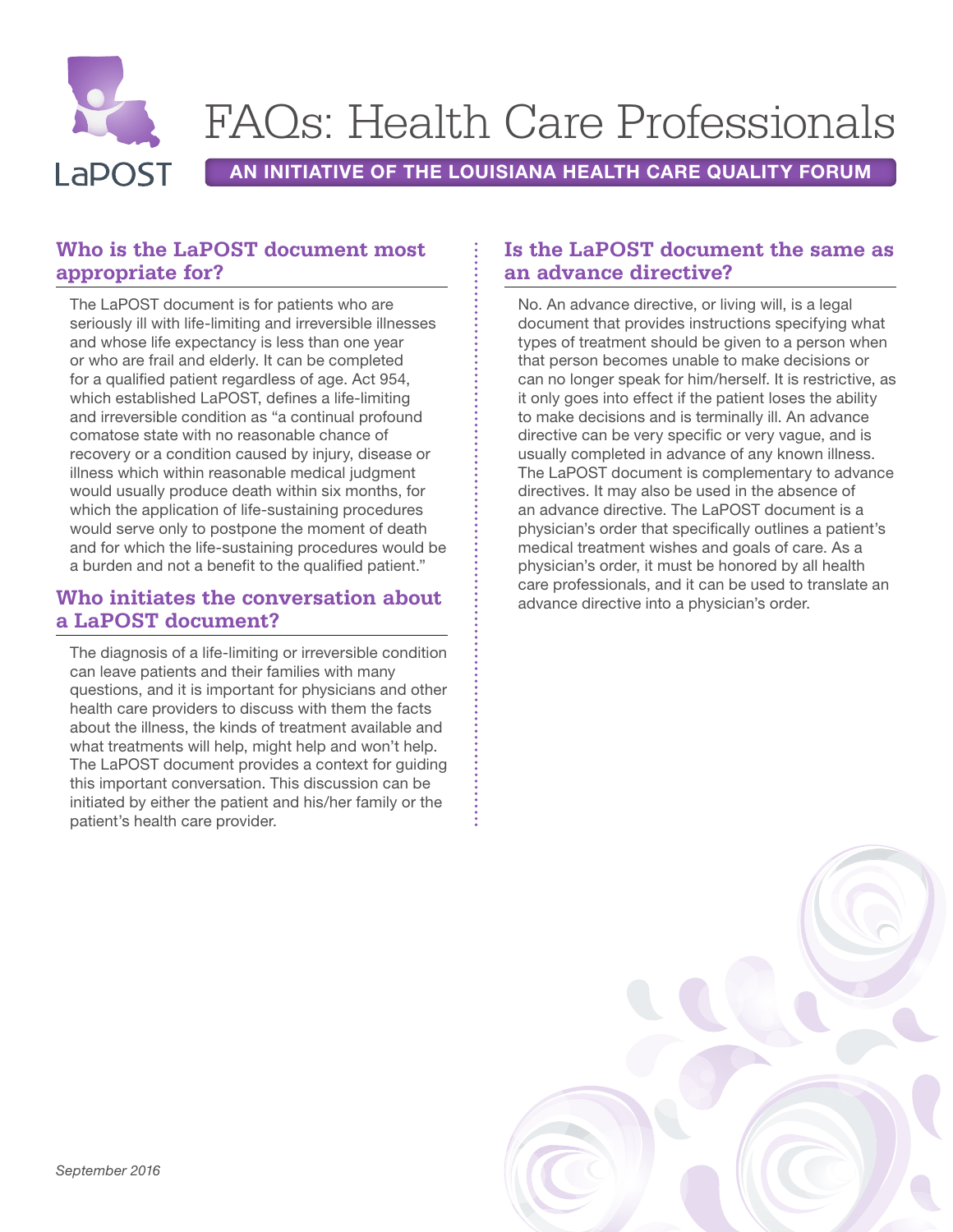# FAQs: Health Care Professionals

**AN INITIATIVE OF THE LOUISIANA HEALTH CARE QUALITY FORUM**

## Who is the LaPOST document most appropriate for?

The LaPOST document is for patients who are seriously ill with life-limiting and irreversible illnesses and whose life expectancy is less than one year or who are frail and elderly. It can be completed for a qualified patient regardless of age. Act 954, which established LaPOST, defines a life-limiting and irreversible condition as "a continual profound comatose state with no reasonable chance of recovery or a condition caused by injury, disease or illness which within reasonable medical judgment would usually produce death within six months, for which the application of life-sustaining procedures would serve only to postpone the moment of death and for which the life-sustaining procedures would be a burden and not a benefit to the qualified patient."

## Who initiates the conversation about a LaPOST document?

The diagnosis of a life-limiting or irreversible condition can leave patients and their families with many questions, and it is important for physicians and other health care providers to discuss with them the facts about the illness, the kinds of treatment available and what treatments will help, might help and won't help. The LaPOST document provides a context for guiding this important conversation. This discussion can be initiated by either the patient and his/her family or the patient's health care provider.

## Is the LaPOST document the same as an advance directive?

No. An advance directive, or living will, is a legal document that provides instructions specifying what types of treatment should be given to a person when that person becomes unable to make decisions or can no longer speak for him/herself. It is restrictive, as it only goes into effect if the patient loses the ability to make decisions and is terminally ill. An advance directive can be very specific or very vague, and is usually completed in advance of any known illness. The LaPOST document is complementary to advance directives. It may also be used in the absence of an advance directive. The LaPOST document is a physician's order that specifically outlines a patient's medical treatment wishes and goals of care. As a physician's order, it must be honored by all health care professionals, and it can be used to translate an advance directive into a physician's order.

*September 2016*